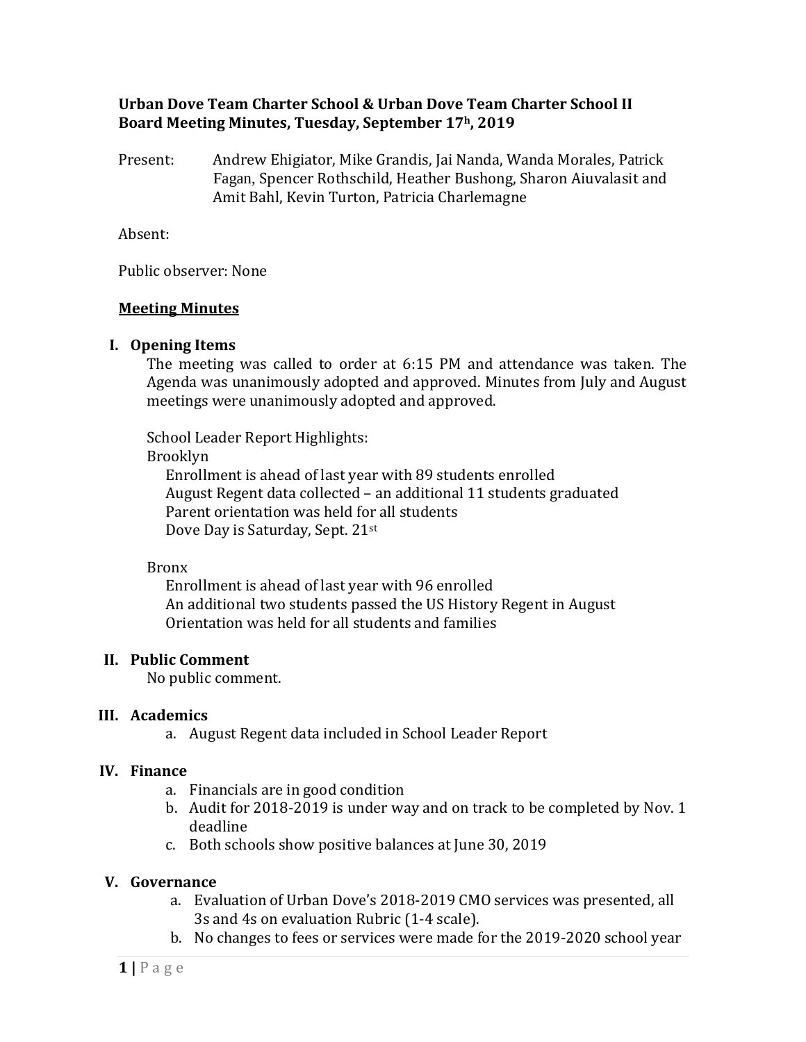**Urban Dove Team Charter School & Urban Dove Team Charter School II**
**Board Meeting Minutes, Tuesday, September 17h, 2019**

Present: Andrew Ehigiator, Mike Grandis, Jai Nanda, Wanda Morales, Patrick Fagan, Spencer Rothschild, Heather Bushong, Sharon Aiuvalasit and Amit Bahl, Kevin Turton, Patricia Charlemagne

Absent:

Public observer: None

## Meeting Minutes

### I. Opening Items

The meeting was called to order at 6:15 PM and attendance was taken. The Agenda was unanimously adopted and approved. Minutes from July and August meetings were unanimously adopted and approved.

School Leader Report Highlights:

Brooklyn

- Enrollment is ahead of last year with 89 students enrolled
- August Regent data collected – an additional 11 students graduated
- Parent orientation was held for all students
- Dove Day is Saturday, Sept. 21st

Bronx

- Enrollment is ahead of last year with 96 enrolled
- An additional two students passed the US History Regent in August
- Orientation was held for all students and families

### II. Public Comment

No public comment.

### III. Academics

a. August Regent data included in School Leader Report

### IV. Finance

a. Financials are in good condition
b. Audit for 2018-2019 is under way and on track to be completed by Nov. 1 deadline
c. Both schools show positive balances at June 30, 2019

### V. Governance

a. Evaluation of Urban Dove's 2018-2019 CMO services was presented, all 3s and 4s on evaluation Rubric (1-4 scale).
b. No changes to fees or services were made for the 2019-2020 school year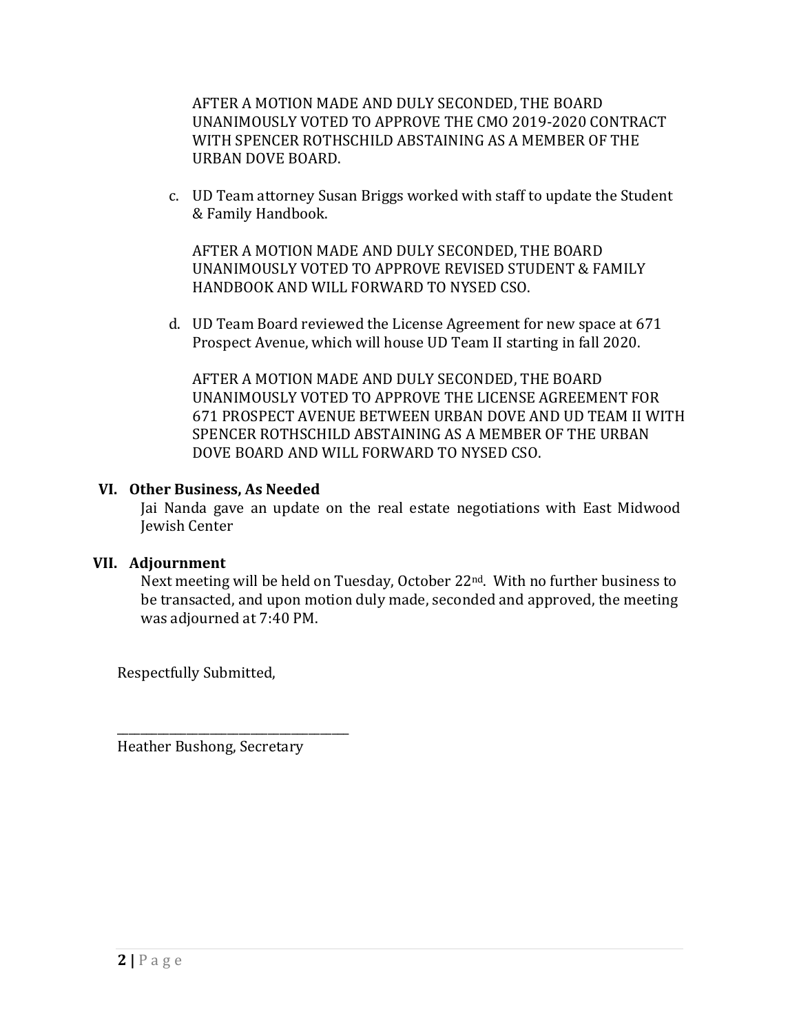AFTER A MOTION MADE AND DULY SECONDED, THE BOARD UNANIMOUSLY VOTED TO APPROVE THE CMO 2019-2020 CONTRACT WITH SPENCER ROTHSCHILD ABSTAINING AS A MEMBER OF THE URBAN DOVE BOARD.

c. UD Team attorney Susan Briggs worked with staff to update the Student & Family Handbook.

   AFTER A MOTION MADE AND DULY SECONDED, THE BOARD UNANIMOUSLY VOTED TO APPROVE REVISED STUDENT & FAMILY HANDBOOK AND WILL FORWARD TO NYSED CSO.

d. UD Team Board reviewed the License Agreement for new space at 671 Prospect Avenue, which will house UD Team II starting in fall 2020.

   AFTER A MOTION MADE AND DULY SECONDED, THE BOARD UNANIMOUSLY VOTED TO APPROVE THE LICENSE AGREEMENT FOR 671 PROSPECT AVENUE BETWEEN URBAN DOVE AND UD TEAM II WITH SPENCER ROTHSCHILD ABSTAINING AS A MEMBER OF THE URBAN DOVE BOARD AND WILL FORWARD TO NYSED CSO.

## VI. Other Business, As Needed

Jai Nanda gave an update on the real estate negotiations with East Midwood Jewish Center

## VII. Adjournment

Next meeting will be held on Tuesday, October 22nd. With no further business to be transacted, and upon motion duly made, seconded and approved, the meeting was adjourned at 7:40 PM.

Respectfully Submitted,

\_\_\_\_\_\_\_\_\_\_\_\_\_\_\_\_\_\_\_\_\_\_\_\_\_\_\_\_\_\_\_\_\_\_\_\_\_\_\_

Heather Bushong, Secretary